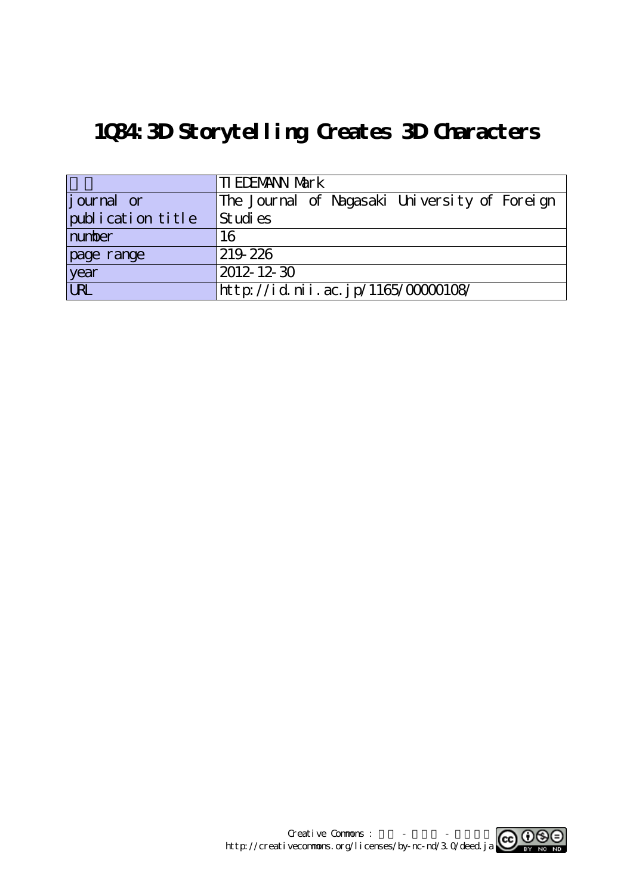# 1Q84: 3D Storytelling Creates 3D Characters

| | |
|---|---|
| 著者 | TIEDEMANN Mark |
| journal or publication title | The Journal of Nagasaki University of Foreign Studies |
| number | 16 |
| page range | 219-226 |
| year | 2012-12-30 |
| URL | http://id.nii.ac.jp/1165/00000108/ |

Creative Commons : 表示 - 非営利 - 改変禁止
http://creativecommons.org/licenses/by-nc-nd/3.0/deed.ja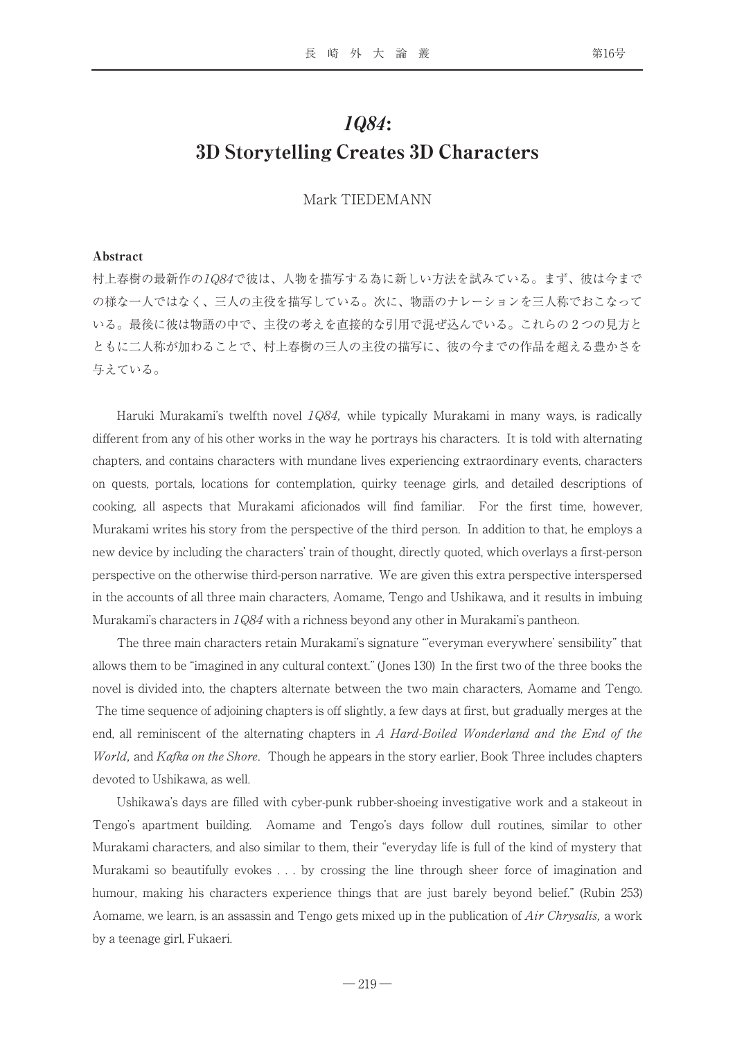# *1Q84*: 3D Storytelling Creates 3D Characters

Mark TIEDEMANN

**Abstract**

村上春樹の最新作の*1Q84*で彼は、人物を描写する為に新しい方法を試みている。まず、彼は今までの様な一人ではなく、三人の主役を描写している。次に、物語のナレーションを三人称でおこなっている。最後に彼は物語の中で、主役の考えを直接的な引用で混ぜ込んでいる。これらの２つの見方とともに二人称が加わることで、村上春樹の三人の主役の描写に、彼の今までの作品を超える豊かさを与えている。

Haruki Murakami's twelfth novel *1Q84,* while typically Murakami in many ways, is radically different from any of his other works in the way he portrays his characters. It is told with alternating chapters, and contains characters with mundane lives experiencing extraordinary events, characters on quests, portals, locations for contemplation, quirky teenage girls, and detailed descriptions of cooking, all aspects that Murakami aficionados will find familiar. For the first time, however, Murakami writes his story from the perspective of the third person. In addition to that, he employs a new device by including the characters' train of thought, directly quoted, which overlays a first-person perspective on the otherwise third-person narrative. We are given this extra perspective interspersed in the accounts of all three main characters, Aomame, Tengo and Ushikawa, and it results in imbuing Murakami's characters in *1Q84* with a richness beyond any other in Murakami's pantheon.

The three main characters retain Murakami's signature "'everyman everywhere' sensibility" that allows them to be "imagined in any cultural context." (Jones 130) In the first two of the three books the novel is divided into, the chapters alternate between the two main characters, Aomame and Tengo. The time sequence of adjoining chapters is off slightly, a few days at first, but gradually merges at the end, all reminiscent of the alternating chapters in *A Hard-Boiled Wonderland and the End of the World,* and *Kafka on the Shore*. Though he appears in the story earlier, Book Three includes chapters devoted to Ushikawa, as well.

Ushikawa's days are filled with cyber-punk rubber-shoeing investigative work and a stakeout in Tengo's apartment building. Aomame and Tengo's days follow dull routines, similar to other Murakami characters, and also similar to them, their "everyday life is full of the kind of mystery that Murakami so beautifully evokes . . . by crossing the line through sheer force of imagination and humour, making his characters experience things that are just barely beyond belief." (Rubin 253) Aomame, we learn, is an assassin and Tengo gets mixed up in the publication of *Air Chrysalis,* a work by a teenage girl, Fukaeri.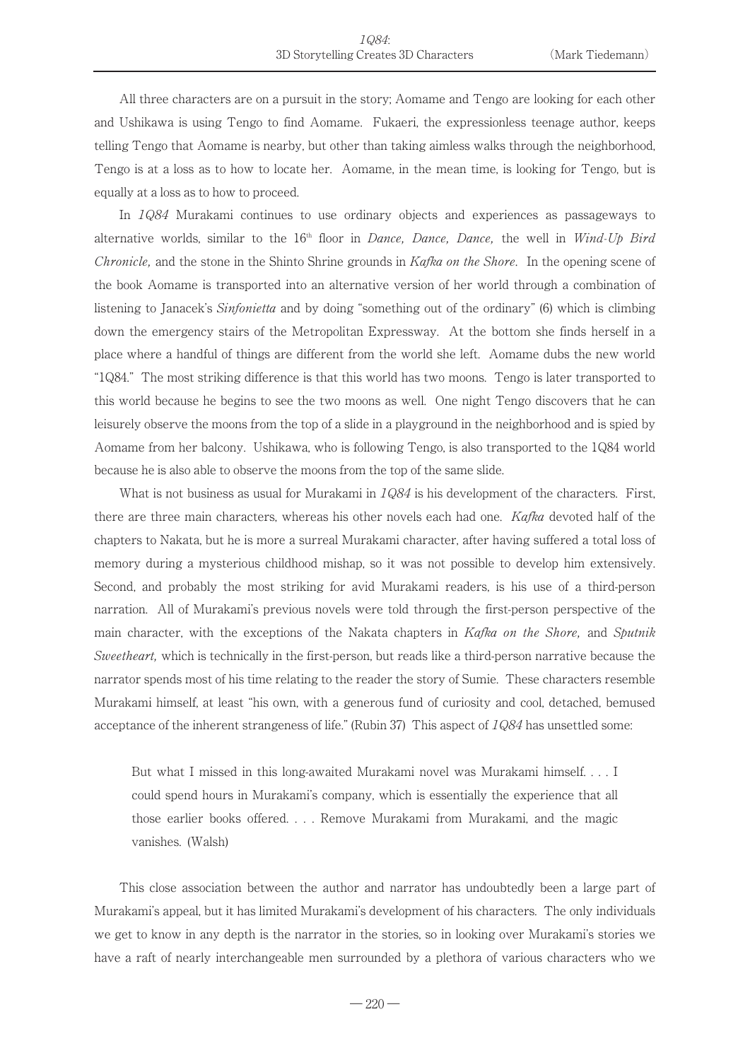All three characters are on a pursuit in the story; Aomame and Tengo are looking for each other and Ushikawa is using Tengo to find Aomame. Fukaeri, the expressionless teenage author, keeps telling Tengo that Aomame is nearby, but other than taking aimless walks through the neighborhood, Tengo is at a loss as to how to locate her. Aomame, in the mean time, is looking for Tengo, but is equally at a loss as to how to proceed.

In *1Q84* Murakami continues to use ordinary objects and experiences as passageways to alternative worlds, similar to the 16th floor in *Dance, Dance, Dance,* the well in *Wind-Up Bird Chronicle,* and the stone in the Shinto Shrine grounds in *Kafka on the Shore*. In the opening scene of the book Aomame is transported into an alternative version of her world through a combination of listening to Janacek's *Sinfonietta* and by doing "something out of the ordinary" (6) which is climbing down the emergency stairs of the Metropolitan Expressway. At the bottom she finds herself in a place where a handful of things are different from the world she left. Aomame dubs the new world "1Q84." The most striking difference is that this world has two moons. Tengo is later transported to this world because he begins to see the two moons as well. One night Tengo discovers that he can leisurely observe the moons from the top of a slide in a playground in the neighborhood and is spied by Aomame from her balcony. Ushikawa, who is following Tengo, is also transported to the 1Q84 world because he is also able to observe the moons from the top of the same slide.

What is not business as usual for Murakami in *1Q84* is his development of the characters. First, there are three main characters, whereas his other novels each had one. *Kafka* devoted half of the chapters to Nakata, but he is more a surreal Murakami character, after having suffered a total loss of memory during a mysterious childhood mishap, so it was not possible to develop him extensively. Second, and probably the most striking for avid Murakami readers, is his use of a third-person narration. All of Murakami's previous novels were told through the first-person perspective of the main character, with the exceptions of the Nakata chapters in *Kafka on the Shore,* and *Sputnik Sweetheart,* which is technically in the first-person, but reads like a third-person narrative because the narrator spends most of his time relating to the reader the story of Sumie. These characters resemble Murakami himself, at least "his own, with a generous fund of curiosity and cool, detached, bemused acceptance of the inherent strangeness of life." (Rubin 37) This aspect of *1Q84* has unsettled some:

> But what I missed in this long-awaited Murakami novel was Murakami himself. . . . I could spend hours in Murakami's company, which is essentially the experience that all those earlier books offered. . . . Remove Murakami from Murakami, and the magic vanishes. (Walsh)

This close association between the author and narrator has undoubtedly been a large part of Murakami's appeal, but it has limited Murakami's development of his characters. The only individuals we get to know in any depth is the narrator in the stories, so in looking over Murakami's stories we have a raft of nearly interchangeable men surrounded by a plethora of various characters who we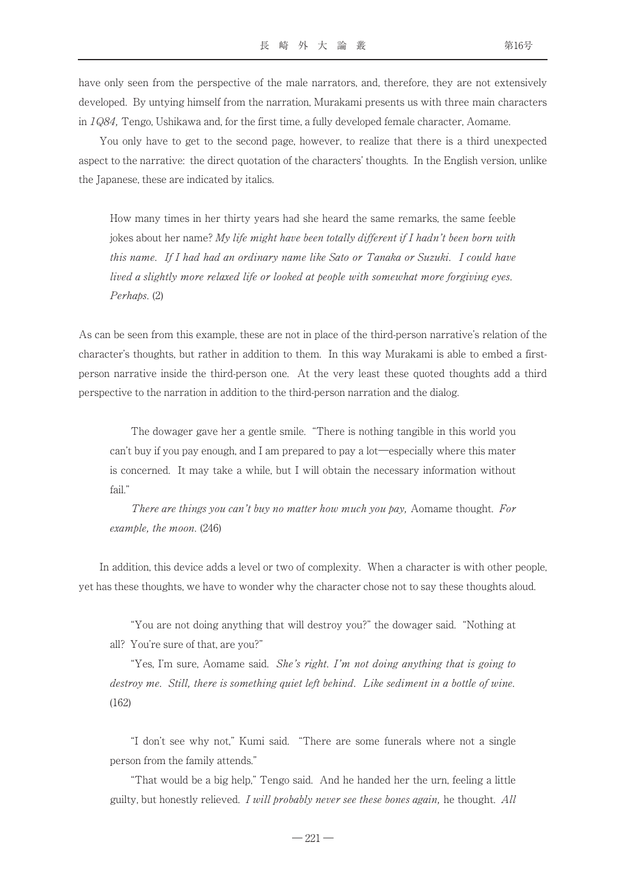have only seen from the perspective of the male narrators, and, therefore, they are not extensively developed. By untying himself from the narration, Murakami presents us with three main characters in *1Q84,* Tengo, Ushikawa and, for the first time, a fully developed female character, Aomame.

You only have to get to the second page, however, to realize that there is a third unexpected aspect to the narrative: the direct quotation of the characters' thoughts. In the English version, unlike the Japanese, these are indicated by italics.

> How many times in her thirty years had she heard the same remarks, the same feeble jokes about her name? *My life might have been totally different if I hadn't been born with this name. If I had had an ordinary name like Sato or Tanaka or Suzuki. I could have lived a slightly more relaxed life or looked at people with somewhat more forgiving eyes. Perhaps.* (2)

As can be seen from this example, these are not in place of the third-person narrative's relation of the character's thoughts, but rather in addition to them. In this way Murakami is able to embed a first-person narrative inside the third-person one. At the very least these quoted thoughts add a third perspective to the narration in addition to the third-person narration and the dialog.

> The dowager gave her a gentle smile. "There is nothing tangible in this world you can't buy if you pay enough, and I am prepared to pay a lot―especially where this mater is concerned. It may take a while, but I will obtain the necessary information without fail."
>
> *There are things you can't buy no matter how much you pay,* Aomame thought. *For example, the moon.* (246)

In addition, this device adds a level or two of complexity. When a character is with other people, yet has these thoughts, we have to wonder why the character chose not to say these thoughts aloud.

> "You are not doing anything that will destroy you?" the dowager said. "Nothing at all? You're sure of that, are you?"
>
> "Yes, I'm sure, Aomame said. *She's right. I'm not doing anything that is going to destroy me. Still, there is something quiet left behind. Like sediment in a bottle of wine.* (162)

> "I don't see why not," Kumi said. "There are some funerals where not a single person from the family attends."
>
> "That would be a big help," Tengo said. And he handed her the urn, feeling a little guilty, but honestly relieved. *I will probably never see these bones again,* he thought. *All*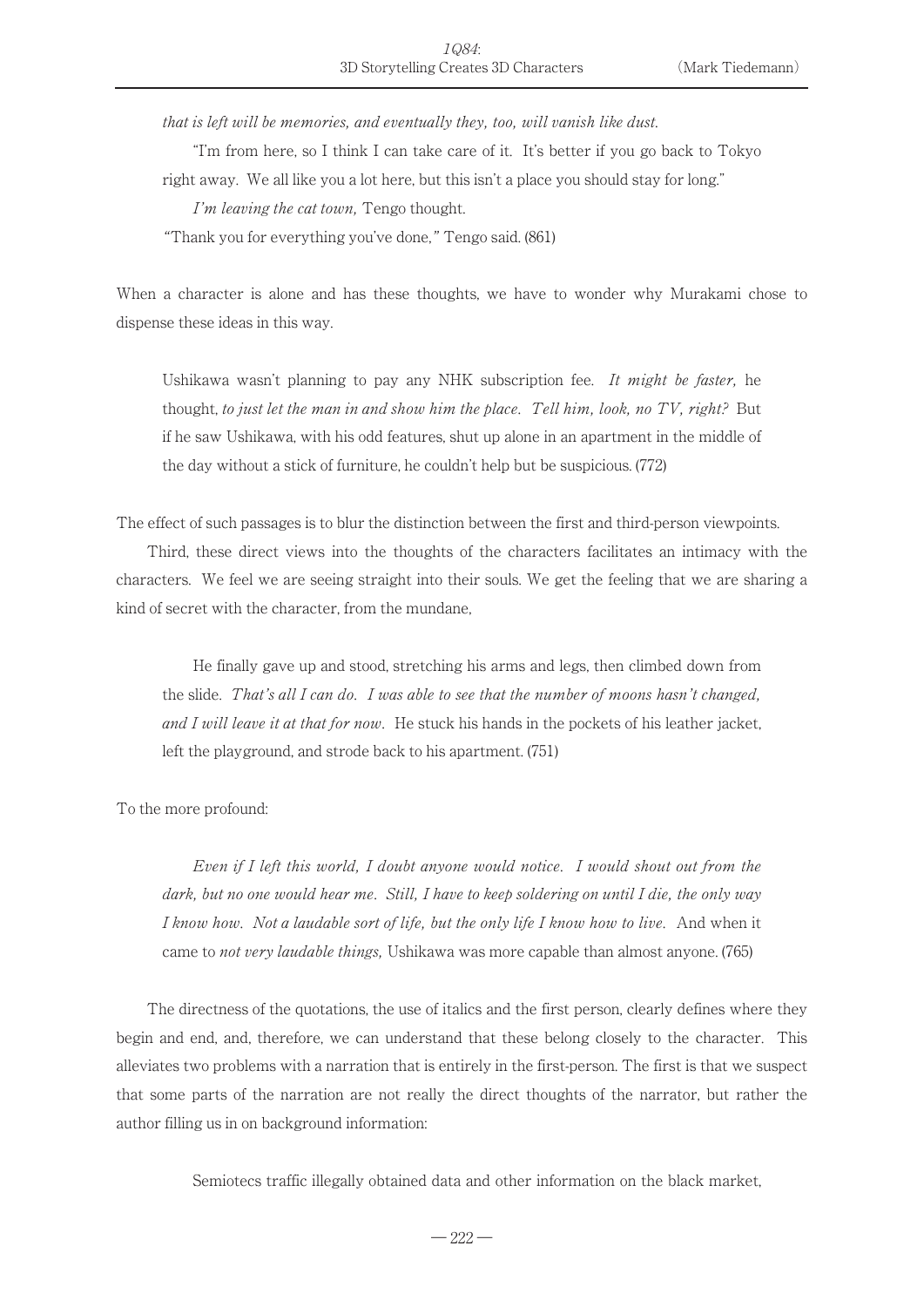*that is left will be memories, and eventually they, too, will vanish like dust.*

"I'm from here, so I think I can take care of it. It's better if you go back to Tokyo right away. We all like you a lot here, but this isn't a place you should stay for long."

*I'm leaving the cat town,* Tengo thought.

"Thank you for everything you've done," Tengo said. (861)

When a character is alone and has these thoughts, we have to wonder why Murakami chose to dispense these ideas in this way.

> Ushikawa wasn't planning to pay any NHK subscription fee. *It might be faster,* he thought, *to just let the man in and show him the place. Tell him, look, no TV, right?* But if he saw Ushikawa, with his odd features, shut up alone in an apartment in the middle of the day without a stick of furniture, he couldn't help but be suspicious. (772)

The effect of such passages is to blur the distinction between the first and third-person viewpoints.

Third, these direct views into the thoughts of the characters facilitates an intimacy with the characters. We feel we are seeing straight into their souls. We get the feeling that we are sharing a kind of secret with the character, from the mundane,

> He finally gave up and stood, stretching his arms and legs, then climbed down from the slide. *That's all I can do. I was able to see that the number of moons hasn't changed, and I will leave it at that for now.* He stuck his hands in the pockets of his leather jacket, left the playground, and strode back to his apartment. (751)

To the more profound:

> *Even if I left this world, I doubt anyone would notice. I would shout out from the dark, but no one would hear me. Still, I have to keep soldering on until I die, the only way I know how. Not a laudable sort of life, but the only life I know how to live.* And when it came to *not very laudable things,* Ushikawa was more capable than almost anyone. (765)

The directness of the quotations, the use of italics and the first person, clearly defines where they begin and end, and, therefore, we can understand that these belong closely to the character. This alleviates two problems with a narration that is entirely in the first-person. The first is that we suspect that some parts of the narration are not really the direct thoughts of the narrator, but rather the author filling us in on background information:

> Semiotecs traffic illegally obtained data and other information on the black market,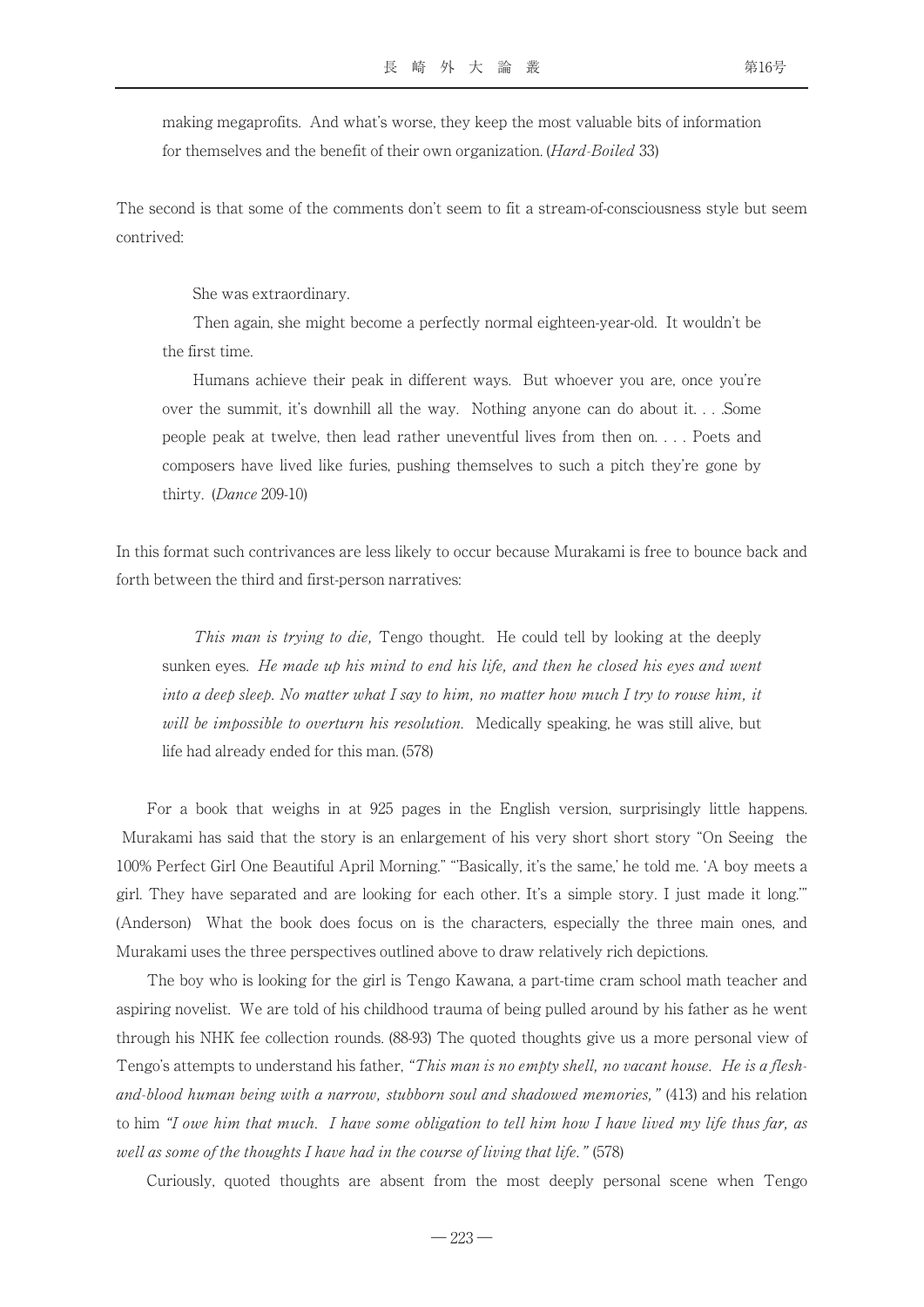making megaprofits. And what's worse, they keep the most valuable bits of information for themselves and the benefit of their own organization. (*Hard-Boiled* 33)

The second is that some of the comments don't seem to fit a stream-of-consciousness style but seem contrived:

> She was extraordinary.
>
> Then again, she might become a perfectly normal eighteen-year-old. It wouldn't be the first time.
>
> Humans achieve their peak in different ways. But whoever you are, once you're over the summit, it's downhill all the way. Nothing anyone can do about it. . . .Some people peak at twelve, then lead rather uneventful lives from then on. . . . Poets and composers have lived like furies, pushing themselves to such a pitch they're gone by thirty. (*Dance* 209-10)

In this format such contrivances are less likely to occur because Murakami is free to bounce back and forth between the third and first-person narratives:

> *This man is trying to die,* Tengo thought. He could tell by looking at the deeply sunken eyes. *He made up his mind to end his life, and then he closed his eyes and went into a deep sleep. No matter what I say to him, no matter how much I try to rouse him, it will be impossible to overturn his resolution.* Medically speaking, he was still alive, but life had already ended for this man. (578)

For a book that weighs in at 925 pages in the English version, surprisingly little happens. Murakami has said that the story is an enlargement of his very short short story "On Seeing the 100% Perfect Girl One Beautiful April Morning." "'Basically, it's the same,' he told me. 'A boy meets a girl. They have separated and are looking for each other. It's a simple story. I just made it long.'" (Anderson) What the book does focus on is the characters, especially the three main ones, and Murakami uses the three perspectives outlined above to draw relatively rich depictions.

The boy who is looking for the girl is Tengo Kawana, a part-time cram school math teacher and aspiring novelist. We are told of his childhood trauma of being pulled around by his father as he went through his NHK fee collection rounds. (88-93) The quoted thoughts give us a more personal view of Tengo's attempts to understand his father, *"This man is no empty shell, no vacant house. He is a flesh-and-blood human being with a narrow, stubborn soul and shadowed memories,"* (413) and his relation to him *"I owe him that much. I have some obligation to tell him how I have lived my life thus far, as well as some of the thoughts I have had in the course of living that life."* (578)

Curiously, quoted thoughts are absent from the most deeply personal scene when Tengo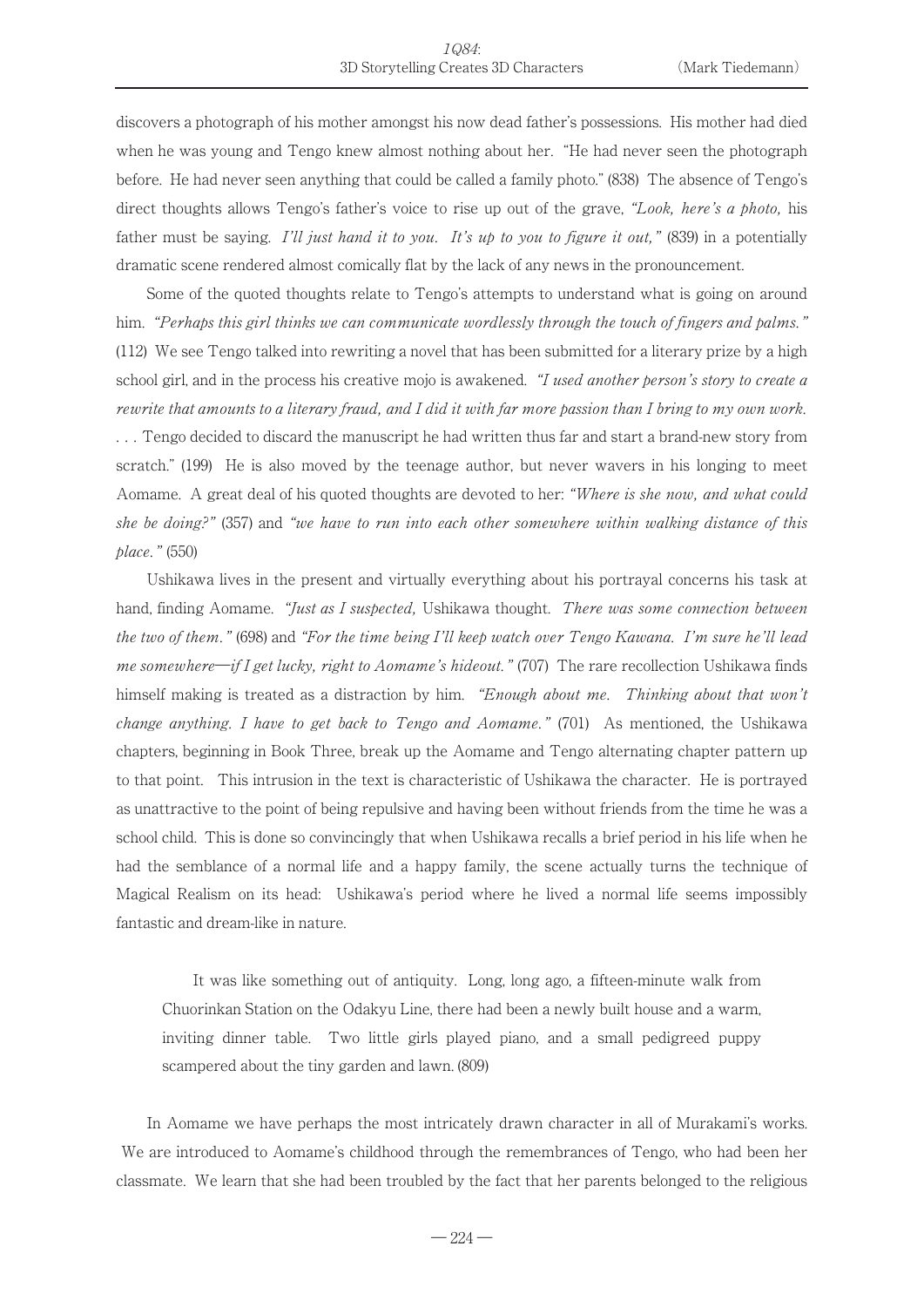discovers a photograph of his mother amongst his now dead father's possessions. His mother had died when he was young and Tengo knew almost nothing about her. "He had never seen the photograph before. He had never seen anything that could be called a family photo." (838) The absence of Tengo's direct thoughts allows Tengo's father's voice to rise up out of the grave, *"Look, here's a photo,* his father must be saying. *I'll just hand it to you. It's up to you to figure it out,"* (839) in a potentially dramatic scene rendered almost comically flat by the lack of any news in the pronouncement.

Some of the quoted thoughts relate to Tengo's attempts to understand what is going on around him. *"Perhaps this girl thinks we can communicate wordlessly through the touch of fingers and palms."* (112) We see Tengo talked into rewriting a novel that has been submitted for a literary prize by a high school girl, and in the process his creative mojo is awakened. *"I used another person's story to create a rewrite that amounts to a literary fraud, and I did it with far more passion than I bring to my own work.* . . . Tengo decided to discard the manuscript he had written thus far and start a brand-new story from scratch." (199) He is also moved by the teenage author, but never wavers in his longing to meet Aomame. A great deal of his quoted thoughts are devoted to her: *"Where is she now, and what could she be doing?"* (357) and *"we have to run into each other somewhere within walking distance of this place."* (550)

Ushikawa lives in the present and virtually everything about his portrayal concerns his task at hand, finding Aomame. *"Just as I suspected,* Ushikawa thought. *There was some connection between the two of them."* (698) and *"For the time being I'll keep watch over Tengo Kawana. I'm sure he'll lead me somewhere—if I get lucky, right to Aomame's hideout."* (707) The rare recollection Ushikawa finds himself making is treated as a distraction by him. *"Enough about me. Thinking about that won't change anything. I have to get back to Tengo and Aomame."* (701) As mentioned, the Ushikawa chapters, beginning in Book Three, break up the Aomame and Tengo alternating chapter pattern up to that point. This intrusion in the text is characteristic of Ushikawa the character. He is portrayed as unattractive to the point of being repulsive and having been without friends from the time he was a school child. This is done so convincingly that when Ushikawa recalls a brief period in his life when he had the semblance of a normal life and a happy family, the scene actually turns the technique of Magical Realism on its head: Ushikawa's period where he lived a normal life seems impossibly fantastic and dream-like in nature.

> It was like something out of antiquity. Long, long ago, a fifteen-minute walk from Chuorinkan Station on the Odakyu Line, there had been a newly built house and a warm, inviting dinner table. Two little girls played piano, and a small pedigreed puppy scampered about the tiny garden and lawn. (809)

In Aomame we have perhaps the most intricately drawn character in all of Murakami's works. We are introduced to Aomame's childhood through the remembrances of Tengo, who had been her classmate. We learn that she had been troubled by the fact that her parents belonged to the religious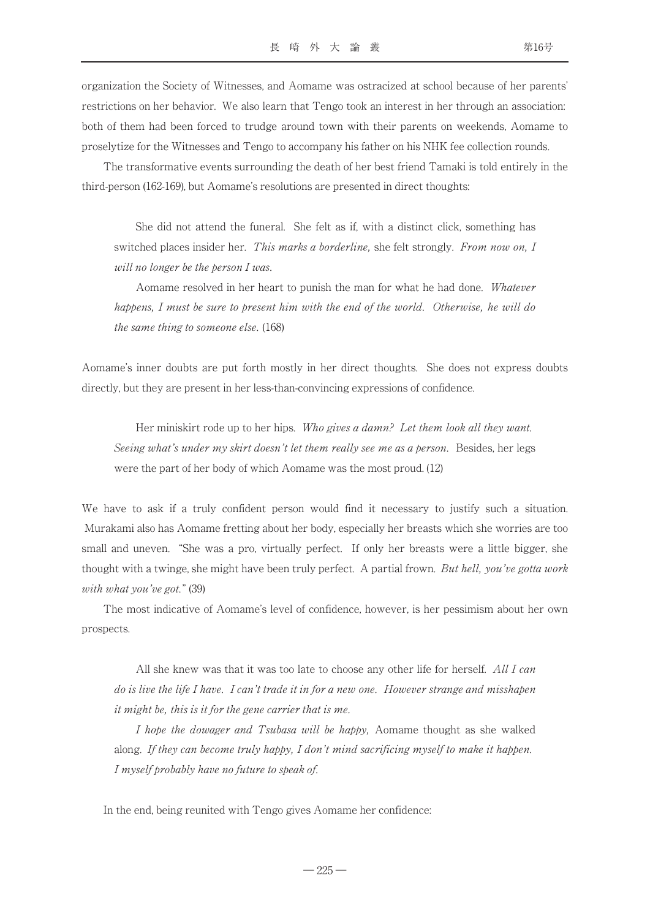organization the Society of Witnesses, and Aomame was ostracized at school because of her parents' restrictions on her behavior. We also learn that Tengo took an interest in her through an association: both of them had been forced to trudge around town with their parents on weekends, Aomame to proselytize for the Witnesses and Tengo to accompany his father on his NHK fee collection rounds.

The transformative events surrounding the death of her best friend Tamaki is told entirely in the third-person (162-169), but Aomame's resolutions are presented in direct thoughts:

> She did not attend the funeral. She felt as if, with a distinct click, something has switched places insider her. *This marks a borderline,* she felt strongly. *From now on, I will no longer be the person I was.*
>
> Aomame resolved in her heart to punish the man for what he had done. *Whatever happens, I must be sure to present him with the end of the world. Otherwise, he will do the same thing to someone else.* (168)

Aomame's inner doubts are put forth mostly in her direct thoughts. She does not express doubts directly, but they are present in her less-than-convincing expressions of confidence.

> Her miniskirt rode up to her hips. *Who gives a damn? Let them look all they want. Seeing what's under my skirt doesn't let them really see me as a person.* Besides, her legs were the part of her body of which Aomame was the most proud. (12)

We have to ask if a truly confident person would find it necessary to justify such a situation. Murakami also has Aomame fretting about her body, especially her breasts which she worries are too small and uneven. "She was a pro, virtually perfect. If only her breasts were a little bigger, she thought with a twinge, she might have been truly perfect. A partial frown. *But hell, you've gotta work with what you've got.*" (39)

The most indicative of Aomame's level of confidence, however, is her pessimism about her own prospects.

> All she knew was that it was too late to choose any other life for herself. *All I can do is live the life I have. I can't trade it in for a new one. However strange and misshapen it might be, this is it for the gene carrier that is me.*
>
> *I hope the dowager and Tsubasa will be happy,* Aomame thought as she walked along. *If they can become truly happy, I don't mind sacrificing myself to make it happen. I myself probably have no future to speak of.*

In the end, being reunited with Tengo gives Aomame her confidence: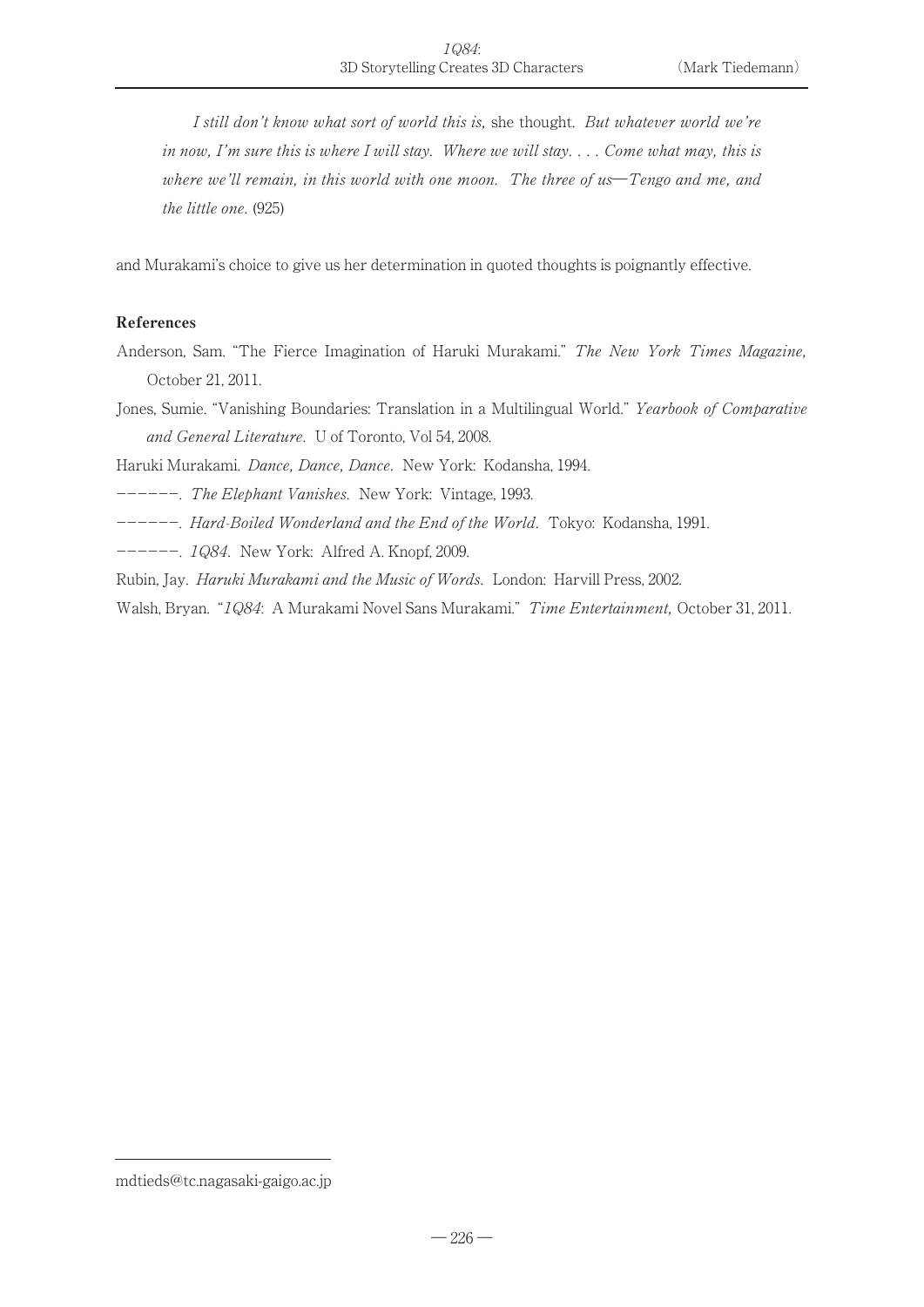*I still don't know what sort of world this is,* she thought. *But whatever world we're in now, I'm sure this is where I will stay. Where we will stay. . . . Come what may, this is where we'll remain, in this world with one moon. The three of us*—*Tengo and me, and the little one.* (925)

and Murakami's choice to give us her determination in quoted thoughts is poignantly effective.

**References**

Anderson, Sam. "The Fierce Imagination of Haruki Murakami." *The New York Times Magazine,* October 21, 2011.

Jones, Sumie. "Vanishing Boundaries: Translation in a Multilingual World." *Yearbook of Comparative and General Literature*. U of Toronto, Vol 54, 2008.

Haruki Murakami. *Dance, Dance, Dance*. New York: Kodansha, 1994.

――――――. *The Elephant Vanishes*. New York: Vintage, 1993.

――――――. *Hard-Boiled Wonderland and the End of the World*. Tokyo: Kodansha, 1991.

――――――. *1Q84*. New York: Alfred A. Knopf, 2009.

Rubin, Jay. *Haruki Murakami and the Music of Words*. London: Harvill Press, 2002.

Walsh, Bryan. "*1Q84*: A Murakami Novel Sans Murakami." *Time Entertainment,* October 31, 2011.

---

mdtieds@tc.nagasaki-gaigo.ac.jp